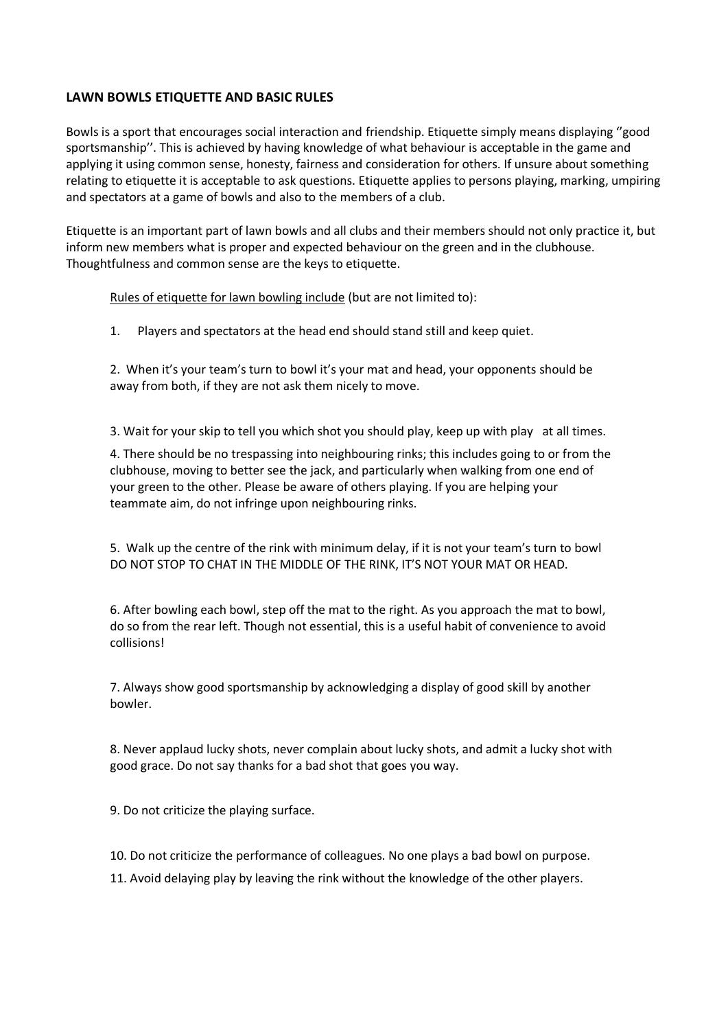## LAWN BOWLS ETIQUETTE AND BASIC RULES

Bowls is a sport that encourages social interaction and friendship. Etiquette simply means displaying ''good sportsmanship''. This is achieved by having knowledge of what behaviour is acceptable in the game and applying it using common sense, honesty, fairness and consideration for others. If unsure about something relating to etiquette it is acceptable to ask questions. Etiquette applies to persons playing, marking, umpiring and spectators at a game of bowls and also to the members of a club.

Etiquette is an important part of lawn bowls and all clubs and their members should not only practice it, but inform new members what is proper and expected behaviour on the green and in the clubhouse. Thoughtfulness and common sense are the keys to etiquette.

<u>Rules of etiquette for lawn bowling include</u> (but are not limited to):

1. Players and spectators at the head end should stand still and keep quiet.

2. When it's your team's turn to bowl it's your mat and head, your opponents should be away from both, if they are not ask them nicely to move.

3. Wait for your skip to tell you which shot you should play, keep up with play at all times.

4. There should be no trespassing into neighbouring rinks; this includes going to or from the clubhouse, moving to better see the jack, and particularly when walking from one end of your green to the other. Please be aware of others playing. If you are helping your teammate aim, do not infringe upon neighbouring rinks.

5. Walk up the centre of the rink with minimum delay, if it is not your team's turn to bowl DO NOT STOP TO CHAT IN THE MIDDLE OF THE RINK, IT'S NOT YOUR MAT OR HEAD.

6. After bowling each bowl, step off the mat to the right. As you approach the mat to bowl, do so from the rear left. Though not essential, this is a useful habit of convenience to avoid collisions!

7. Always show good sportsmanship by acknowledging a display of good skill by another bowler.

8. Never applaud lucky shots, never complain about lucky shots, and admit a lucky shot with good grace. Do not say thanks for a bad shot that goes you way.

9. Do not criticize the playing surface.

10. Do not criticize the performance of colleagues. No one plays a bad bowl on purpose.

11. Avoid delaying play by leaving the rink without the knowledge of the other players.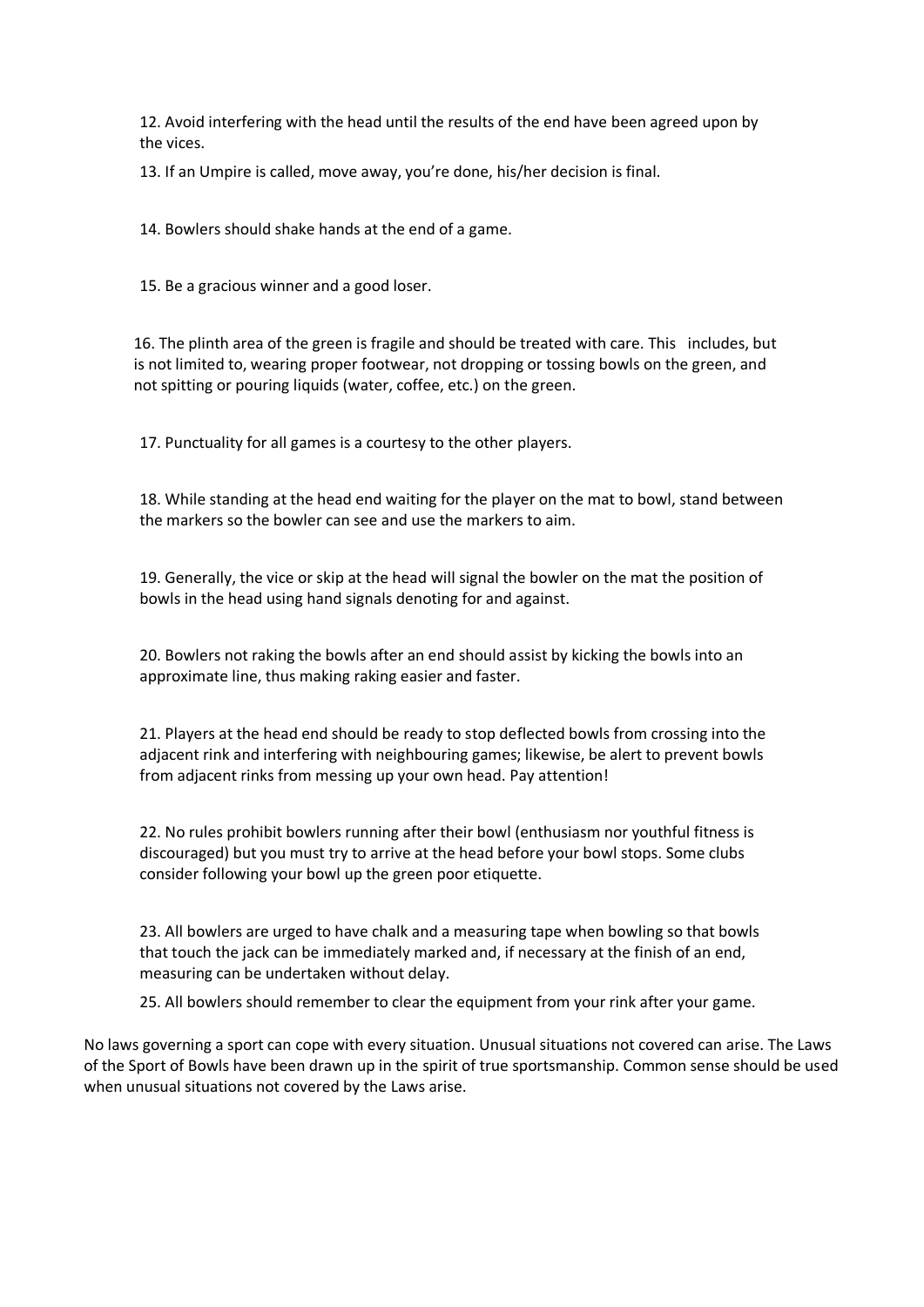12. Avoid interfering with the head until the results of the end have been agreed upon by the vices.

13. If an Umpire is called, move away, you're done, his/her decision is final.

14. Bowlers should shake hands at the end of a game.

15. Be a gracious winner and a good loser.

16. The plinth area of the green is fragile and should be treated with care. This includes, but is not limited to, wearing proper footwear, not dropping or tossing bowls on the green, and not spitting or pouring liquids (water, coffee, etc.) on the green.

17. Punctuality for all games is a courtesy to the other players.

18. While standing at the head end waiting for the player on the mat to bowl, stand between the markers so the bowler can see and use the markers to aim.

19. Generally, the vice or skip at the head will signal the bowler on the mat the position of bowls in the head using hand signals denoting for and against.

20. Bowlers not raking the bowls after an end should assist by kicking the bowls into an approximate line, thus making raking easier and faster.

21. Players at the head end should be ready to stop deflected bowls from crossing into the adjacent rink and interfering with neighbouring games; likewise, be alert to prevent bowls from adjacent rinks from messing up your own head. Pay attention!

22. No rules prohibit bowlers running after their bowl (enthusiasm nor youthful fitness is discouraged) but you must try to arrive at the head before your bowl stops. Some clubs consider following your bowl up the green poor etiquette.

23. All bowlers are urged to have chalk and a measuring tape when bowling so that bowls that touch the jack can be immediately marked and, if necessary at the finish of an end, measuring can be undertaken without delay.

25. All bowlers should remember to clear the equipment from your rink after your game.

No laws governing a sport can cope with every situation. Unusual situations not covered can arise. The Laws of the Sport of Bowls have been drawn up in the spirit of true sportsmanship. Common sense should be used when unusual situations not covered by the Laws arise.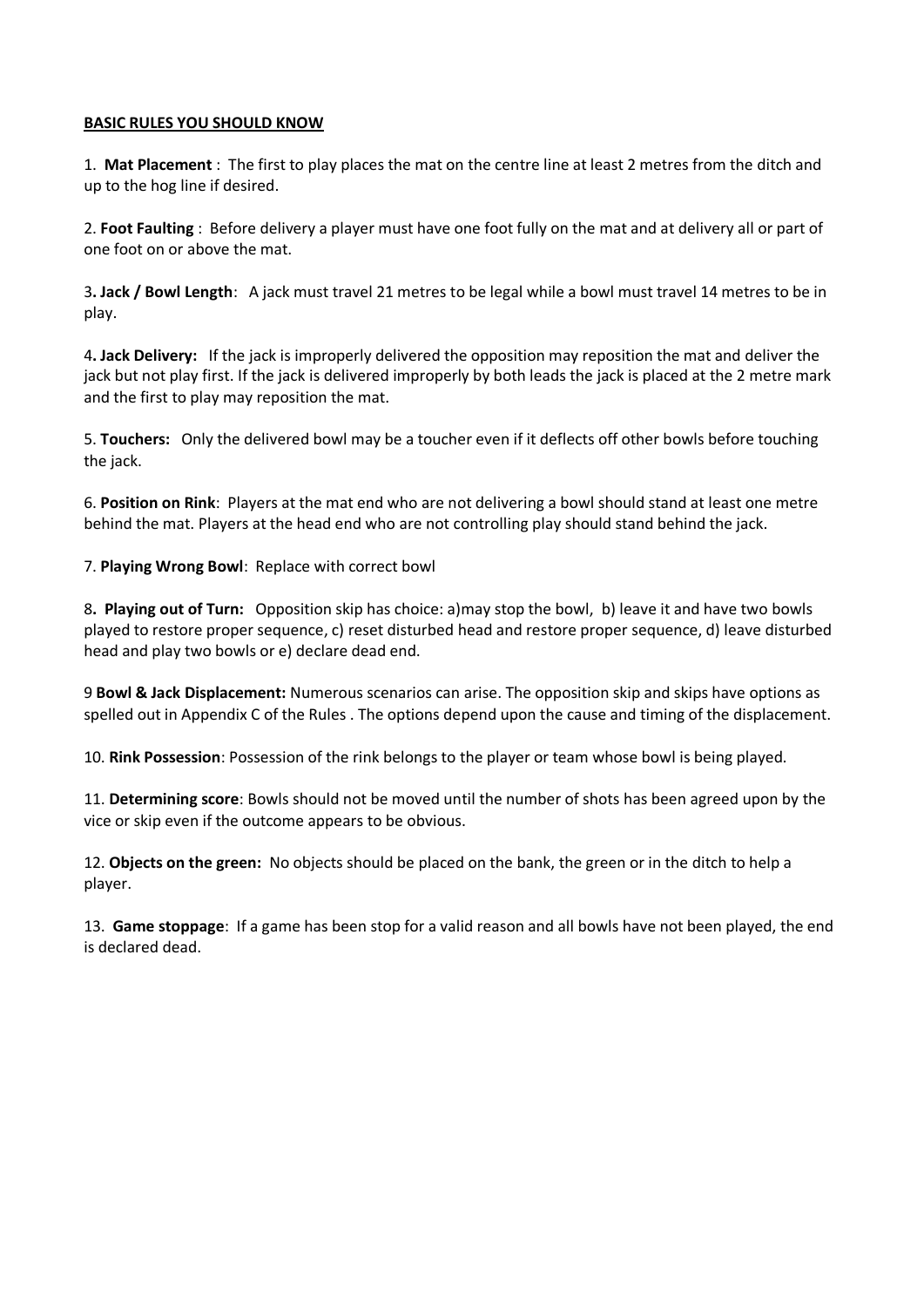**BASIC RULES YOU SHOULD KNOW**

1. **Mat Placement** : The first to play places the mat on the centre line at least 2 metres from the ditch and up to the hog line if desired.

2. **Foot Faulting** : Before delivery a player must have one foot fully on the mat and at delivery all or part of one foot on or above the mat.

3. **Jack / Bowl Length**: A jack must travel 21 metres to be legal while a bowl must travel 14 metres to be in play.

4. **Jack Delivery:** If the jack is improperly delivered the opposition may reposition the mat and deliver the jack but not play first. If the jack is delivered improperly by both leads the jack is placed at the 2 metre mark and the first to play may reposition the mat.

5. **Touchers:** Only the delivered bowl may be a toucher even if it deflects off other bowls before touching the jack.

6. **Position on Rink**: Players at the mat end who are not delivering a bowl should stand at least one metre behind the mat. Players at the head end who are not controlling play should stand behind the jack.

7. **Playing Wrong Bowl**: Replace with correct bowl

8. **Playing out of Turn:** Opposition skip has choice: a)may stop the bowl, b) leave it and have two bowls played to restore proper sequence, c) reset disturbed head and restore proper sequence, d) leave disturbed head and play two bowls or e) declare dead end.

9 **Bowl & Jack Displacement:** Numerous scenarios can arise. The opposition skip and skips have options as spelled out in Appendix C of the Rules . The options depend upon the cause and timing of the displacement.

10. **Rink Possession**: Possession of the rink belongs to the player or team whose bowl is being played.

11. **Determining score**: Bowls should not be moved until the number of shots has been agreed upon by the vice or skip even if the outcome appears to be obvious.

12. **Objects on the green:** No objects should be placed on the bank, the green or in the ditch to help a player.

13. **Game stoppage**: If a game has been stop for a valid reason and all bowls have not been played, the end is declared dead.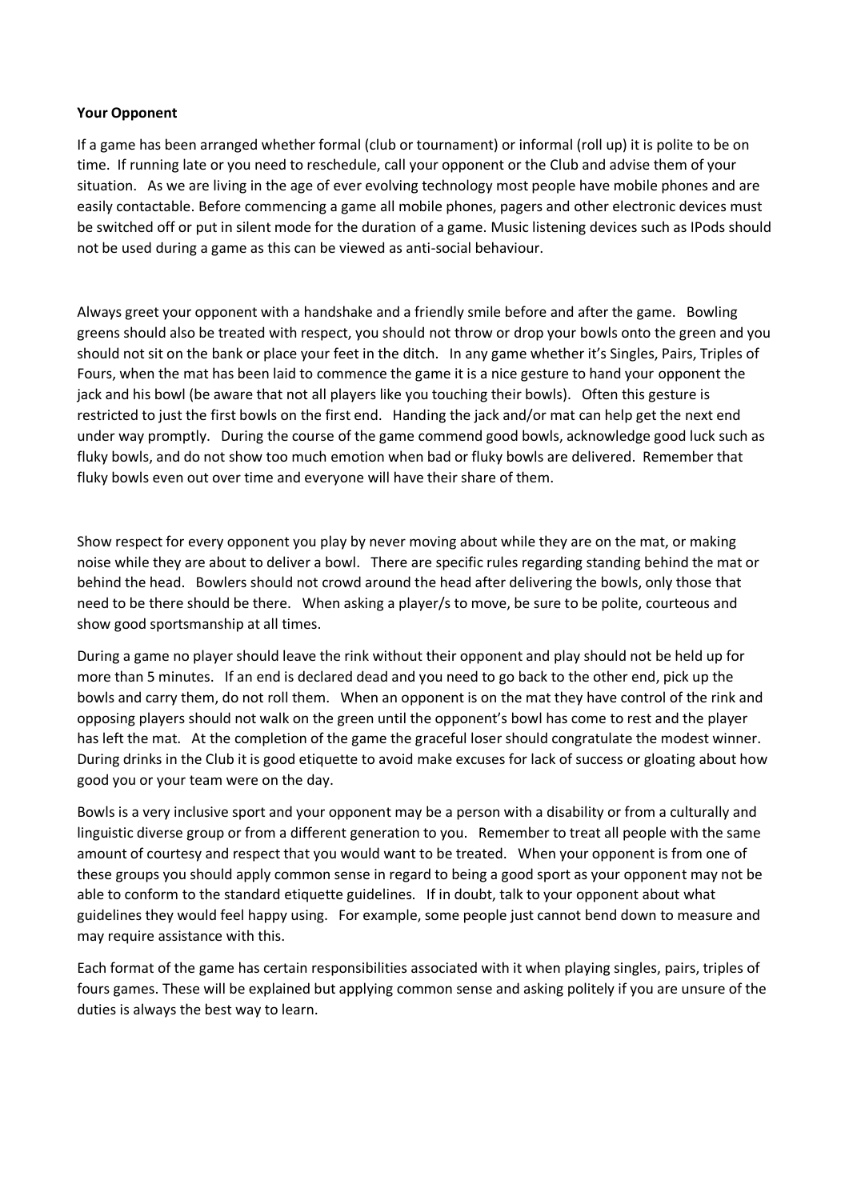**Your Opponent**

If a game has been arranged whether formal (club or tournament) or informal (roll up) it is polite to be on time. If running late or you need to reschedule, call your opponent or the Club and advise them of your situation. As we are living in the age of ever evolving technology most people have mobile phones and are easily contactable. Before commencing a game all mobile phones, pagers and other electronic devices must be switched off or put in silent mode for the duration of a game. Music listening devices such as IPods should not be used during a game as this can be viewed as anti-social behaviour.

Always greet your opponent with a handshake and a friendly smile before and after the game. Bowling greens should also be treated with respect, you should not throw or drop your bowls onto the green and you should not sit on the bank or place your feet in the ditch. In any game whether it's Singles, Pairs, Triples of Fours, when the mat has been laid to commence the game it is a nice gesture to hand your opponent the jack and his bowl (be aware that not all players like you touching their bowls). Often this gesture is restricted to just the first bowls on the first end. Handing the jack and/or mat can help get the next end under way promptly. During the course of the game commend good bowls, acknowledge good luck such as fluky bowls, and do not show too much emotion when bad or fluky bowls are delivered. Remember that fluky bowls even out over time and everyone will have their share of them.

Show respect for every opponent you play by never moving about while they are on the mat, or making noise while they are about to deliver a bowl. There are specific rules regarding standing behind the mat or behind the head. Bowlers should not crowd around the head after delivering the bowls, only those that need to be there should be there. When asking a player/s to move, be sure to be polite, courteous and show good sportsmanship at all times.

During a game no player should leave the rink without their opponent and play should not be held up for more than 5 minutes. If an end is declared dead and you need to go back to the other end, pick up the bowls and carry them, do not roll them. When an opponent is on the mat they have control of the rink and opposing players should not walk on the green until the opponent's bowl has come to rest and the player has left the mat. At the completion of the game the graceful loser should congratulate the modest winner. During drinks in the Club it is good etiquette to avoid make excuses for lack of success or gloating about how good you or your team were on the day.

Bowls is a very inclusive sport and your opponent may be a person with a disability or from a culturally and linguistic diverse group or from a different generation to you. Remember to treat all people with the same amount of courtesy and respect that you would want to be treated. When your opponent is from one of these groups you should apply common sense in regard to being a good sport as your opponent may not be able to conform to the standard etiquette guidelines. If in doubt, talk to your opponent about what guidelines they would feel happy using. For example, some people just cannot bend down to measure and may require assistance with this.

Each format of the game has certain responsibilities associated with it when playing singles, pairs, triples of fours games. These will be explained but applying common sense and asking politely if you are unsure of the duties is always the best way to learn.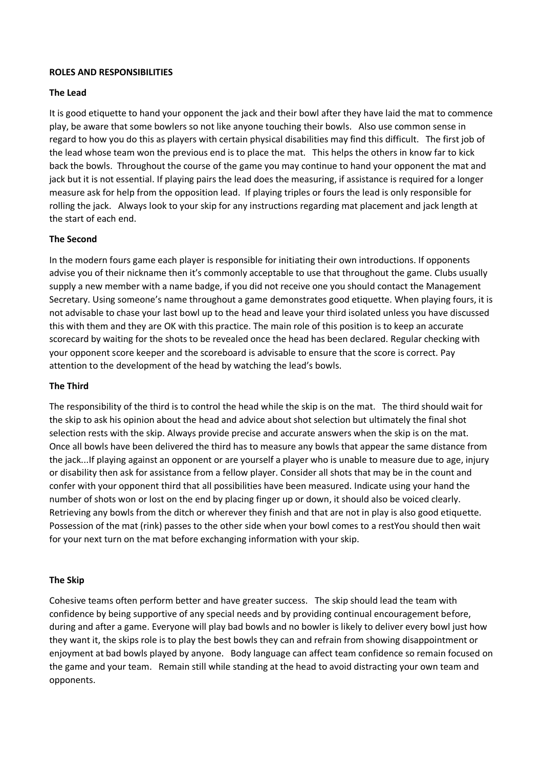**ROLES AND RESPONSIBILITIES**

**The Lead**

It is good etiquette to hand your opponent the jack and their bowl after they have laid the mat to commence play, be aware that some bowlers so not like anyone touching their bowls. Also use common sense in regard to how you do this as players with certain physical disabilities may find this difficult. The first job of the lead whose team won the previous end is to place the mat. This helps the others in know far to kick back the bowls. Throughout the course of the game you may continue to hand your opponent the mat and jack but it is not essential. If playing pairs the lead does the measuring, if assistance is required for a longer measure ask for help from the opposition lead. If playing triples or fours the lead is only responsible for rolling the jack. Always look to your skip for any instructions regarding mat placement and jack length at the start of each end.

**The Second**

In the modern fours game each player is responsible for initiating their own introductions. If opponents advise you of their nickname then it's commonly acceptable to use that throughout the game. Clubs usually supply a new member with a name badge, if you did not receive one you should contact the Management Secretary. Using someone's name throughout a game demonstrates good etiquette. When playing fours, it is not advisable to chase your last bowl up to the head and leave your third isolated unless you have discussed this with them and they are OK with this practice. The main role of this position is to keep an accurate scorecard by waiting for the shots to be revealed once the head has been declared. Regular checking with your opponent score keeper and the scoreboard is advisable to ensure that the score is correct. Pay attention to the development of the head by watching the lead's bowls.

**The Third**

The responsibility of the third is to control the head while the skip is on the mat. The third should wait for the skip to ask his opinion about the head and advice about shot selection but ultimately the final shot selection rests with the skip. Always provide precise and accurate answers when the skip is on the mat. Once all bowls have been delivered the third has to measure any bowls that appear the same distance from the jack...If playing against an opponent or are yourself a player who is unable to measure due to age, injury or disability then ask for assistance from a fellow player. Consider all shots that may be in the count and confer with your opponent third that all possibilities have been measured. Indicate using your hand the number of shots won or lost on the end by placing finger up or down, it should also be voiced clearly. Retrieving any bowls from the ditch or wherever they finish and that are not in play is also good etiquette. Possession of the mat (rink) passes to the other side when your bowl comes to a restYou should then wait for your next turn on the mat before exchanging information with your skip.

**The Skip**

Cohesive teams often perform better and have greater success. The skip should lead the team with confidence by being supportive of any special needs and by providing continual encouragement before, during and after a game. Everyone will play bad bowls and no bowler is likely to deliver every bowl just how they want it, the skips role is to play the best bowls they can and refrain from showing disappointment or enjoyment at bad bowls played by anyone. Body language can affect team confidence so remain focused on the game and your team. Remain still while standing at the head to avoid distracting your own team and opponents.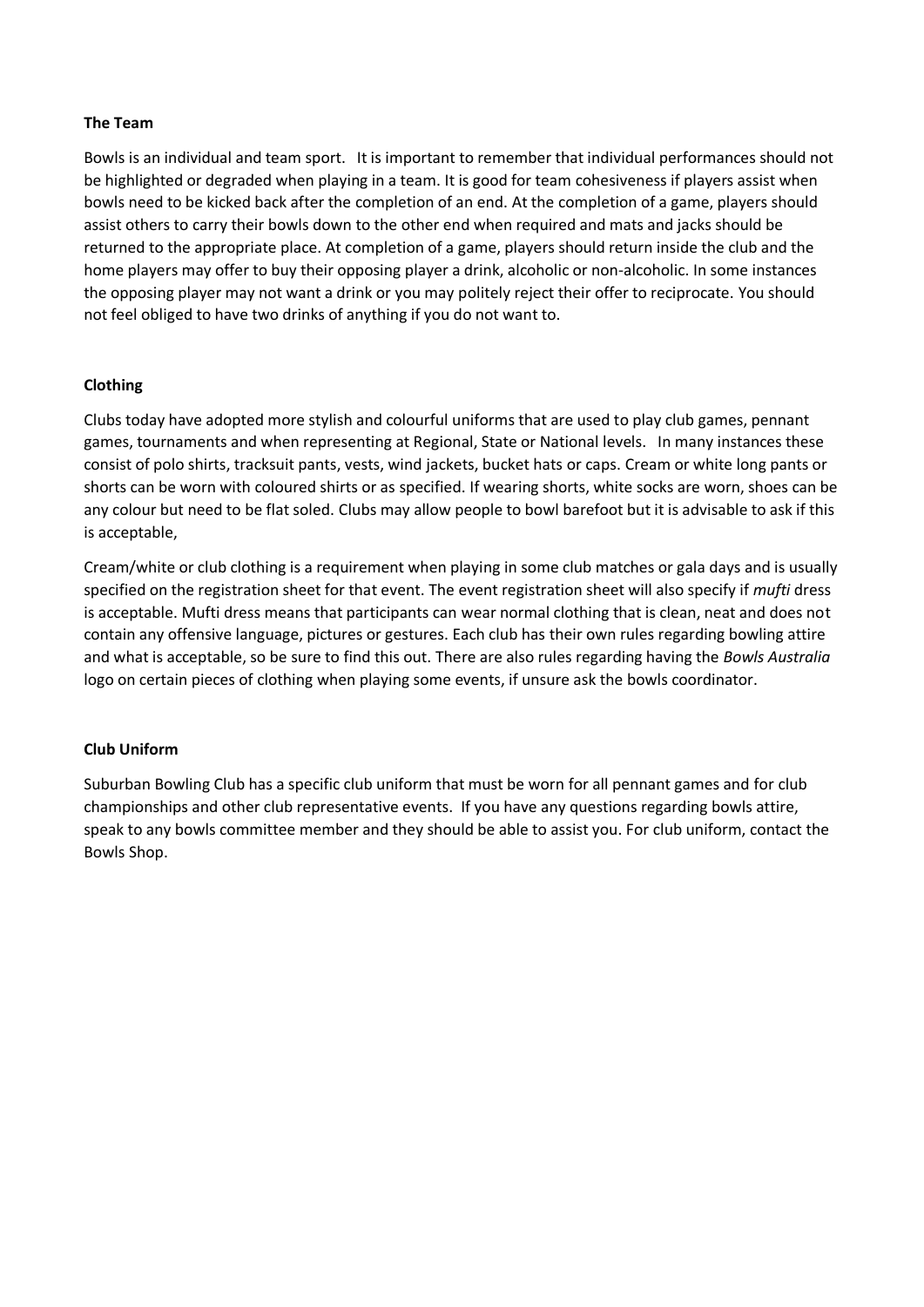**The Team**

Bowls is an individual and team sport. It is important to remember that individual performances should not be highlighted or degraded when playing in a team. It is good for team cohesiveness if players assist when bowls need to be kicked back after the completion of an end. At the completion of a game, players should assist others to carry their bowls down to the other end when required and mats and jacks should be returned to the appropriate place. At completion of a game, players should return inside the club and the home players may offer to buy their opposing player a drink, alcoholic or non-alcoholic. In some instances the opposing player may not want a drink or you may politely reject their offer to reciprocate. You should not feel obliged to have two drinks of anything if you do not want to.

**Clothing**

Clubs today have adopted more stylish and colourful uniforms that are used to play club games, pennant games, tournaments and when representing at Regional, State or National levels. In many instances these consist of polo shirts, tracksuit pants, vests, wind jackets, bucket hats or caps. Cream or white long pants or shorts can be worn with coloured shirts or as specified. If wearing shorts, white socks are worn, shoes can be any colour but need to be flat soled. Clubs may allow people to bowl barefoot but it is advisable to ask if this is acceptable,

Cream/white or club clothing is a requirement when playing in some club matches or gala days and is usually specified on the registration sheet for that event. The event registration sheet will also specify if *mufti* dress is acceptable. Mufti dress means that participants can wear normal clothing that is clean, neat and does not contain any offensive language, pictures or gestures. Each club has their own rules regarding bowling attire and what is acceptable, so be sure to find this out. There are also rules regarding having the *Bowls Australia* logo on certain pieces of clothing when playing some events, if unsure ask the bowls coordinator.

**Club Uniform**

Suburban Bowling Club has a specific club uniform that must be worn for all pennant games and for club championships and other club representative events. If you have any questions regarding bowls attire, speak to any bowls committee member and they should be able to assist you. For club uniform, contact the Bowls Shop.